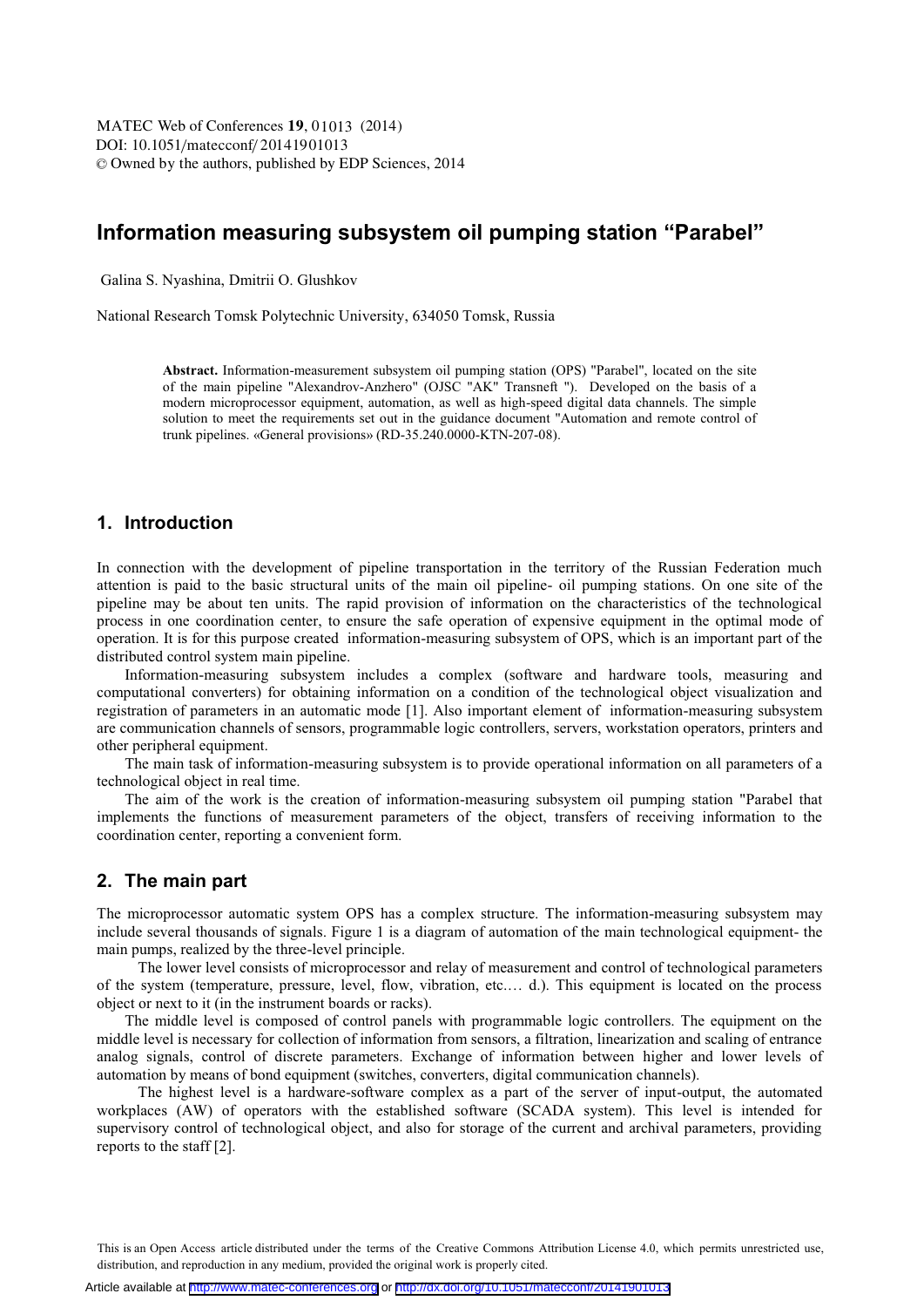# Information measuring subsystem oil pumping station "Parabel"

Galina S. Nyashina, Dmitrii O. Glushkov

National Research Tomsk Polytechnic University, 634050 Tomsk, Russia

**Abstract.** Information-measurement subsystem oil pumping station (OPS) "Parabel", located on the site of the main pipeline "Alexandrov-Anzhero" (OJSC "AK" Transneft "). Developed on the basis of a modern microprocessor equipment, automation, as well as high-speed digital data channels. The simple solution to meet the requirements set out in the guidance document "Automation and remote control of trunk pipelines. «General provisions» (RD-35.240.0000-KTN-207-08).

## 1. Introduction

In connection with the development of pipeline transportation in the territory of the Russian Federation much attention is paid to the basic structural units of the main oil pipeline- oil pumping stations. On one site of the pipeline may be about ten units. The rapid provision of information on the characteristics of the technological process in one coordination center, to ensure the safe operation of expensive equipment in the optimal mode of operation. It is for this purpose created information-measuring subsystem of OPS, which is an important part of the distributed control system main pipeline.

Information-measuring subsystem includes a complex (software and hardware tools, measuring and computational converters) for obtaining information on a condition of the technological object visualization and registration of parameters in an automatic mode [1]. Also important element of information-measuring subsystem are communication channels of sensors, programmable logic controllers, servers, workstation operators, printers and other peripheral equipment.

The main task of information-measuring subsystem is to provide operational information on all parameters of a technological object in real time.

The aim of the work is the creation of information-measuring subsystem oil pumping station "Parabel that implements the functions of measurement parameters of the object, transfers of receiving information to the coordination center, reporting a convenient form.

## 2. The main part

The microprocessor automatic system OPS has a complex structure. The information-measuring subsystem may include several thousands of signals. Figure 1 is a diagram of automation of the main technological equipment- the main pumps, realized by the three-level principle.

The lower level consists of microprocessor and relay of measurement and control of technological parameters of the system (temperature, pressure, level, flow, vibration, etc.… d.). This equipment is located on the process object or next to it (in the instrument boards or racks).

The middle level is composed of control panels with programmable logic controllers. The equipment on the middle level is necessary for collection of information from sensors, a filtration, linearization and scaling of entrance analog signals, control of discrete parameters. Exchange of information between higher and lower levels of automation by means of bond equipment (switches, converters, digital communication channels).

The highest level is a hardware-software complex as a part of the server of input-output, the automated workplaces (AW) of operators with the established software (SCADA system). This level is intended for supervisory control of technological object, and also for storage of the current and archival parameters, providing reports to the staff [2].

This is an Open Access article distributed under the terms of the Creative Commons Attribution License 4.0, which permits unrestricted use, distribution, and reproduction in any medium, provided the original work is properly cited.

Article available at http://www.matec-conferences.org or http://dx.doi.org/10.1051/matecconf/20141901013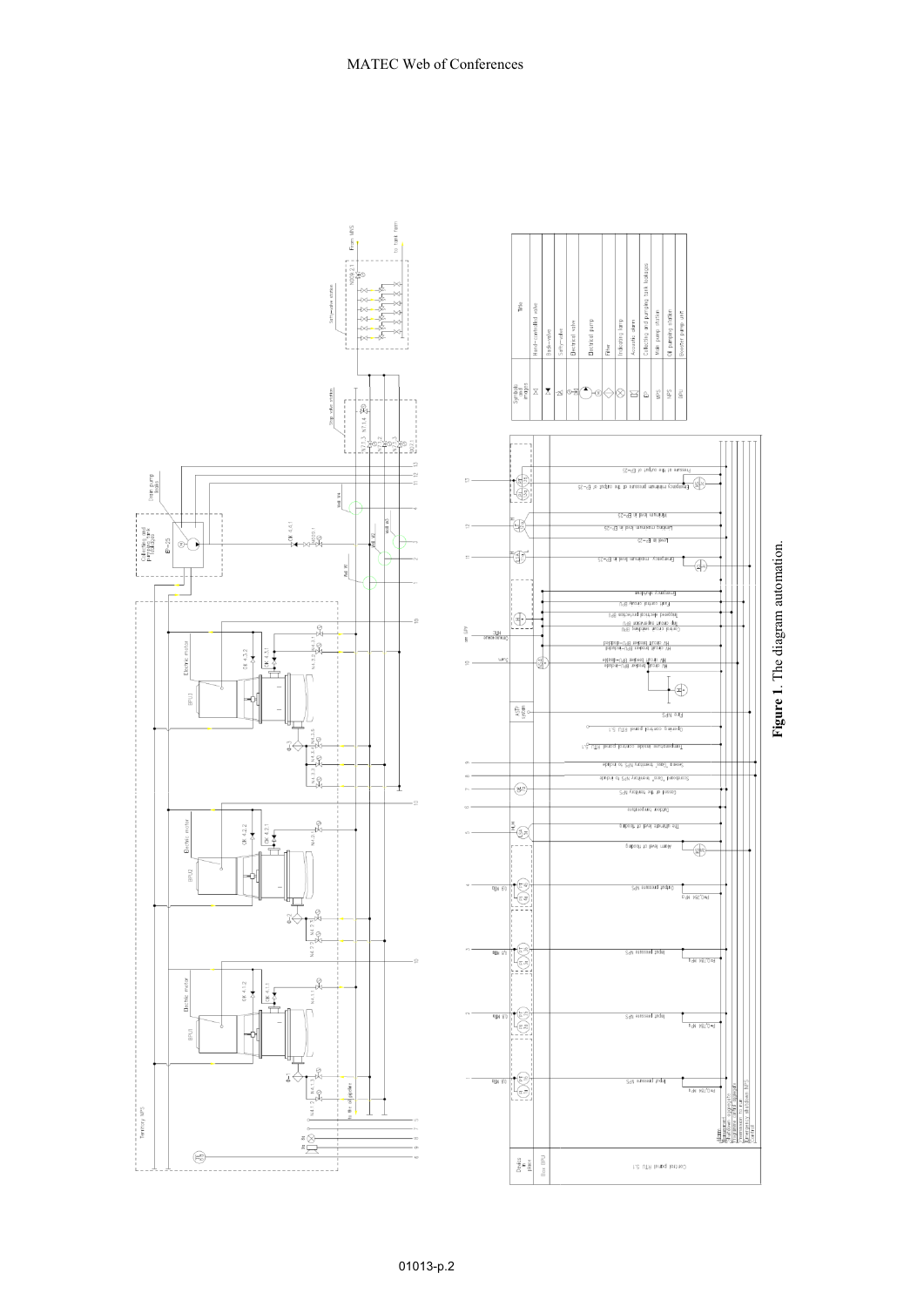**Figure 1**. The diagram automation.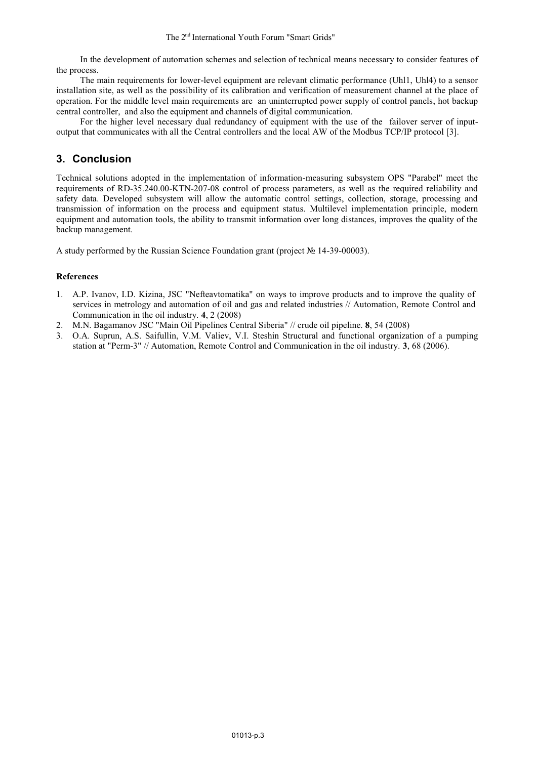In the development of automation schemes and selection of technical means necessary to consider features of the process.

The main requirements for lower-level equipment are relevant climatic performance (Uhl1, Uhl4) to a sensor installation site, as well as the possibility of its calibration and verification of measurement channel at the place of operation. For the middle level main requirements are an uninterrupted power supply of control panels, hot backup central controller, and also the equipment and channels of digital communication.

For the higher level necessary dual redundancy of equipment with the use of the failover server of input-output that communicates with all the Central controllers and the local AW of the Modbus TCP/IP protocol [3].

## 3. Conclusion

Technical solutions adopted in the implementation of information-measuring subsystem OPS "Parabel" meet the requirements of RD-35.240.00-KTN-207-08 control of process parameters, as well as the required reliability and safety data. Developed subsystem will allow the automatic control settings, collection, storage, processing and transmission of information on the process and equipment status. Multilevel implementation principle, modern equipment and automation tools, the ability to transmit information over long distances, improves the quality of the backup management.

A study performed by the Russian Science Foundation grant (project № 14-39-00003).

### References

1. A.P. Ivanov, I.D. Kizina, JSC "Nefteavtomatika" on ways to improve products and to improve the quality of services in metrology and automation of oil and gas and related industries // Automation, Remote Control and Communication in the oil industry. **4**, 2 (2008)
2. M.N. Bagamanov JSC "Main Oil Pipelines Central Siberia" // crude oil pipeline. **8**, 54 (2008)
3. O.A. Suprun, A.S. Saifullin, V.M. Valiev, V.I. Steshin Structural and functional organization of a pumping station at "Perm-3" // Automation, Remote Control and Communication in the oil industry. **3**, 68 (2006).